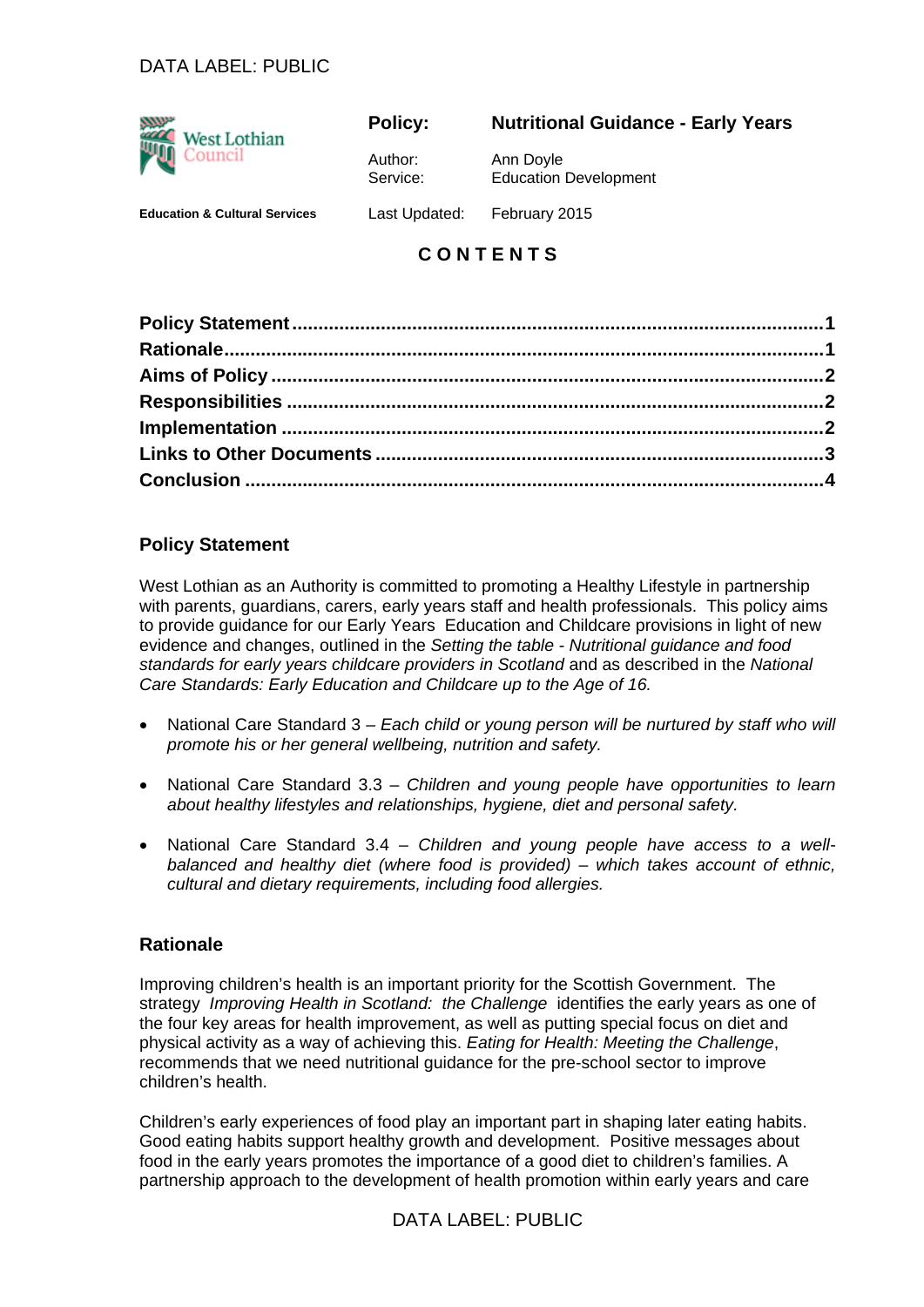| | Policy: | Nutritional Guidance - Early Years |
|---|---|---|
| West Lothian Council | Author: | Ann Doyle |
| | Service: | Education Development |
| Education & Cultural Services | Last Updated: | February 2015 |

# CONTENTS

**Policy Statement** .......... 1
**Rationale** .......... 1
**Aims of Policy** .......... 2
**Responsibilities** .......... 2
**Implementation** .......... 2
**Links to Other Documents** .......... 3
**Conclusion** .......... 4

## Policy Statement

West Lothian as an Authority is committed to promoting a Healthy Lifestyle in partnership with parents, guardians, carers, early years staff and health professionals. This policy aims to provide guidance for our Early Years Education and Childcare provisions in light of new evidence and changes, outlined in the *Setting the table - Nutritional guidance and food standards for early years childcare providers in Scotland* and as described in the *National Care Standards: Early Education and Childcare up to the Age of 16.*

- National Care Standard 3 – *Each child or young person will be nurtured by staff who will promote his or her general wellbeing, nutrition and safety.*
- National Care Standard 3.3 – *Children and young people have opportunities to learn about healthy lifestyles and relationships, hygiene, diet and personal safety.*
- National Care Standard 3.4 – *Children and young people have access to a well-balanced and healthy diet (where food is provided) – which takes account of ethnic, cultural and dietary requirements, including food allergies.*

## Rationale

Improving children's health is an important priority for the Scottish Government. The strategy *Improving Health in Scotland: the Challenge* identifies the early years as one of the four key areas for health improvement, as well as putting special focus on diet and physical activity as a way of achieving this. *Eating for Health: Meeting the Challenge*, recommends that we need nutritional guidance for the pre-school sector to improve children's health.

Children's early experiences of food play an important part in shaping later eating habits. Good eating habits support healthy growth and development. Positive messages about food in the early years promotes the importance of a good diet to children's families. A partnership approach to the development of health promotion within early years and care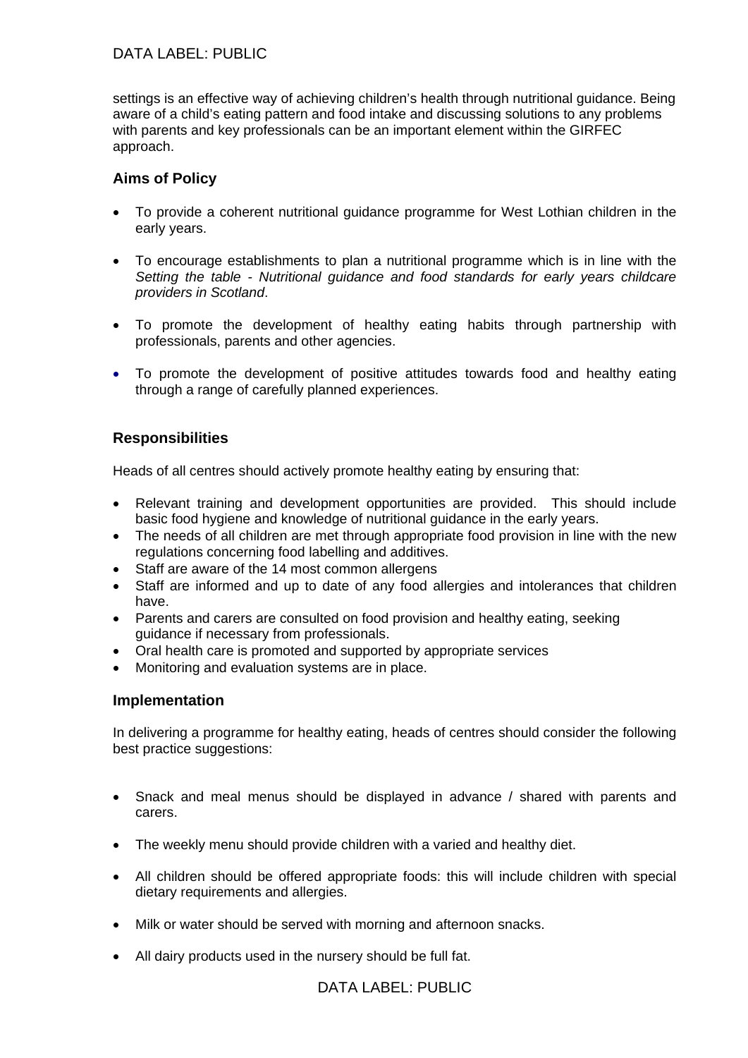settings is an effective way of achieving children's health through nutritional guidance. Being aware of a child's eating pattern and food intake and discussing solutions to any problems with parents and key professionals can be an important element within the GIRFEC approach.

## Aims of Policy

- To provide a coherent nutritional guidance programme for West Lothian children in the early years.
- To encourage establishments to plan a nutritional programme which is in line with the *Setting the table - Nutritional guidance and food standards for early years childcare providers in Scotland*.
- To promote the development of healthy eating habits through partnership with professionals, parents and other agencies.
- To promote the development of positive attitudes towards food and healthy eating through a range of carefully planned experiences.

## Responsibilities

Heads of all centres should actively promote healthy eating by ensuring that:

- Relevant training and development opportunities are provided. This should include basic food hygiene and knowledge of nutritional guidance in the early years.
- The needs of all children are met through appropriate food provision in line with the new regulations concerning food labelling and additives.
- Staff are aware of the 14 most common allergens
- Staff are informed and up to date of any food allergies and intolerances that children have.
- Parents and carers are consulted on food provision and healthy eating, seeking guidance if necessary from professionals.
- Oral health care is promoted and supported by appropriate services
- Monitoring and evaluation systems are in place.

## Implementation

In delivering a programme for healthy eating, heads of centres should consider the following best practice suggestions:

- Snack and meal menus should be displayed in advance / shared with parents and carers.
- The weekly menu should provide children with a varied and healthy diet.
- All children should be offered appropriate foods: this will include children with special dietary requirements and allergies.
- Milk or water should be served with morning and afternoon snacks.
- All dairy products used in the nursery should be full fat.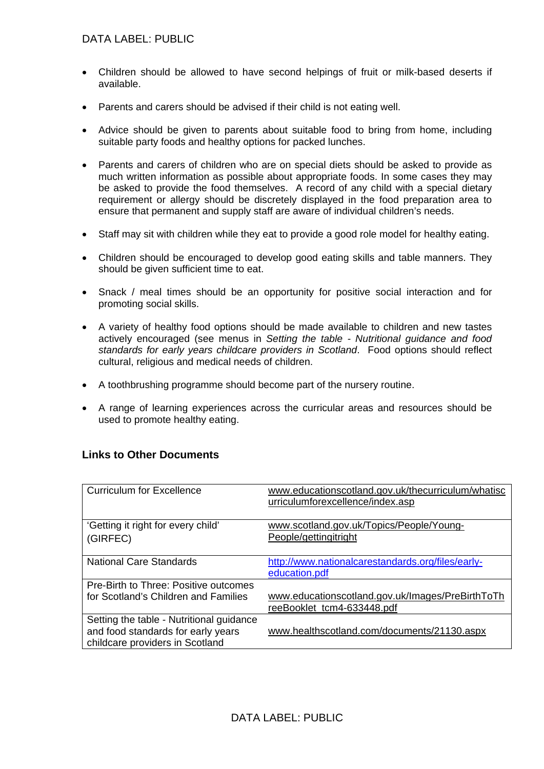- Children should be allowed to have second helpings of fruit or milk-based deserts if available.
- Parents and carers should be advised if their child is not eating well.
- Advice should be given to parents about suitable food to bring from home, including suitable party foods and healthy options for packed lunches.
- Parents and carers of children who are on special diets should be asked to provide as much written information as possible about appropriate foods. In some cases they may be asked to provide the food themselves. A record of any child with a special dietary requirement or allergy should be discretely displayed in the food preparation area to ensure that permanent and supply staff are aware of individual children's needs.
- Staff may sit with children while they eat to provide a good role model for healthy eating.
- Children should be encouraged to develop good eating skills and table manners. They should be given sufficient time to eat.
- Snack / meal times should be an opportunity for positive social interaction and for promoting social skills.
- A variety of healthy food options should be made available to children and new tastes actively encouraged (see menus in *Setting the table - Nutritional guidance and food standards for early years childcare providers in Scotland*. Food options should reflect cultural, religious and medical needs of children.
- A toothbrushing programme should become part of the nursery routine.
- A range of learning experiences across the curricular areas and resources should be used to promote healthy eating.

### Links to Other Documents

| | |
|---|---|
| Curriculum for Excellence | www.educationscotland.gov.uk/thecurriculum/whatiscurriculumforexcellence/index.asp |
| 'Getting it right for every child' (GIRFEC) | www.scotland.gov.uk/Topics/People/Young-People/gettingitright |
| National Care Standards | http://www.nationalcarestandards.org/files/early-education.pdf |
| Pre-Birth to Three: Positive outcomes for Scotland's Children and Families | www.educationscotland.gov.uk/Images/PreBirthToThreeBooklet_tcm4-633448.pdf |
| Setting the table - Nutritional guidance and food standards for early years childcare providers in Scotland | www.healthscotland.com/documents/21130.aspx |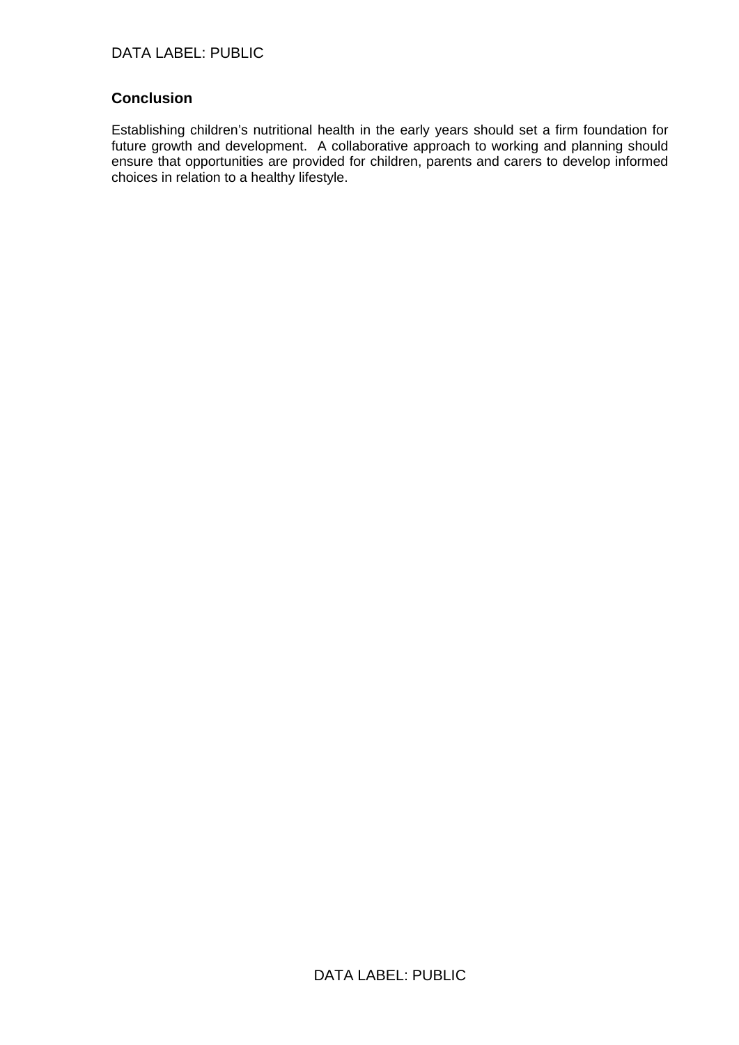## Conclusion

Establishing children's nutritional health in the early years should set a firm foundation for future growth and development. A collaborative approach to working and planning should ensure that opportunities are provided for children, parents and carers to develop informed choices in relation to a healthy lifestyle.